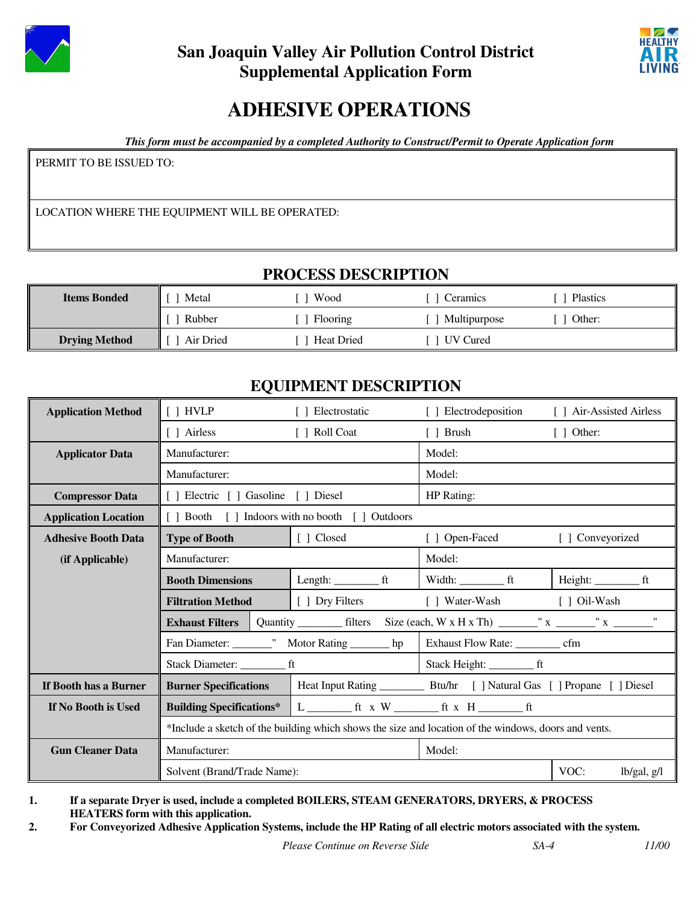**San Joaquin Valley Air Pollution Control District**
**Supplemental Application Form**

# ADHESIVE OPERATIONS

***This form must be accompanied by a completed Authority to Construct/Permit to Operate Application form***

| PERMIT TO BE ISSUED TO: |
|---|
| LOCATION WHERE THE EQUIPMENT WILL BE OPERATED: |

## PROCESS DESCRIPTION

| | | | | |
|---|---|---|---|---|
| **Items Bonded** | [ ] Metal | [ ] Wood | [ ] Ceramics | [ ] Plastics |
| | [ ] Rubber | [ ] Flooring | [ ] Multipurpose | [ ] Other: |
| **Drying Method** | [ ] Air Dried | [ ] Heat Dried | [ ] UV Cured | |

## EQUIPMENT DESCRIPTION

| | | | | |
|---|---|---|---|---|
| **Application Method** | [ ] HVLP | [ ] Electrostatic | [ ] Electrodeposition | [ ] Air-Assisted Airless |
| | [ ] Airless | [ ] Roll Coat | [ ] Brush | [ ] Other: |
| **Applicator Data** | Manufacturer: | | Model: | |
| | Manufacturer: | | Model: | |
| **Compressor Data** | [ ] Electric [ ] Gasoline [ ] Diesel | | HP Rating: | |
| **Application Location** | [ ] Booth [ ] Indoors with no booth [ ] Outdoors | | | |
| **Adhesive Booth Data** | **Type of Booth** | [ ] Closed | [ ] Open-Faced | [ ] Conveyorized |
| **(if Applicable)** | Manufacturer: | | Model: | |
| | **Booth Dimensions** | Length: ________ ft | Width: ________ ft | Height: ________ ft |
| | **Filtration Method** | [ ] Dry Filters | [ ] Water-Wash | [ ] Oil-Wash |
| | **Exhaust Filters** | Quantity ________ filters | Size (each, W x H x Th) _______" x _______" x _______" | |
| | Fan Diameter: _______" Motor Rating _______ hp | | Exhaust Flow Rate: ________ cfm | |
| | Stack Diameter: ________ ft | | Stack Height: ________ ft | |
| **If Booth has a Burner** | **Burner Specifications** | Heat Input Rating ________ Btu/hr [ ] Natural Gas [ ] Propane [ ] Diesel | | |
| **If No Booth is Used** | **Building Specifications*** | L ________ ft x W ________ ft x H ________ ft | | |
| | *Include a sketch of the building which shows the size and location of the windows, doors and vents. | | | |
| **Gun Cleaner Data** | Manufacturer: | | Model: | |
| | Solvent (Brand/Trade Name): | | | VOC: lb/gal, g/l |

1. **If a separate Dryer is used, include a completed BOILERS, STEAM GENERATORS, DRYERS, & PROCESS HEATERS form with this application.**
2. **For Conveyorized Adhesive Application Systems, include the HP Rating of all electric motors associated with the system.**

*Please Continue on Reverse Side* *SA-4* *11/00*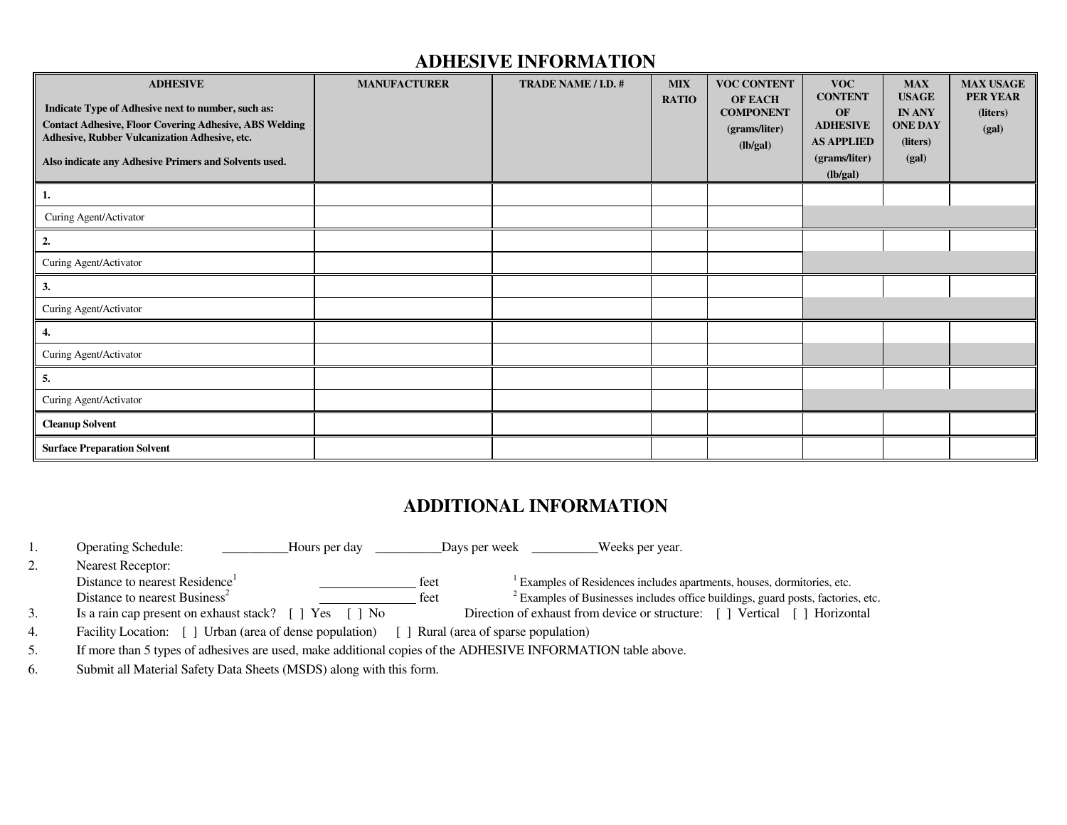# ADHESIVE INFORMATION

| **ADHESIVE**<br><br>**Indicate Type of Adhesive next to number, such as: Contact Adhesive, Floor Covering Adhesive, ABS Welding Adhesive, Rubber Vulcanization Adhesive, etc.**<br><br>**Also indicate any Adhesive Primers and Solvents used.** | **MANUFACTURER** | **TRADE NAME / I.D. #** | **MIX RATIO** | **VOC CONTENT OF EACH COMPONENT (grams/liter) (lb/gal)** | **VOC CONTENT OF ADHESIVE AS APPLIED (grams/liter) (lb/gal)** | **MAX USAGE IN ANY ONE DAY (liters) (gal)** | **MAX USAGE PER YEAR (liters) (gal)** |
|---|---|---|---|---|---|---|---|
| **1.** | | | | | | | |
| Curing Agent/Activator | | | | | | | |
| **2.** | | | | | | | |
| Curing Agent/Activator | | | | | | | |
| **3.** | | | | | | | |
| Curing Agent/Activator | | | | | | | |
| **4.** | | | | | | | |
| Curing Agent/Activator | | | | | | | |
| **5.** | | | | | | | |
| Curing Agent/Activator | | | | | | | |
| **Cleanup Solvent** | | | | | | | |
| **Surface Preparation Solvent** | | | | | | | |

# ADDITIONAL INFORMATION

1. Operating Schedule: __________Hours per day __________Days per week __________Weeks per year.
2. Nearest Receptor:
   Distance to nearest Residence[1] _______________ feet
   Distance to nearest Business[2] _______________ feet
3. Is a rain cap present on exhaust stack? [ ] Yes [ ] No Direction of exhaust from device or structure: [ ] Vertical [ ] Horizontal
4. Facility Location: [ ] Urban (area of dense population) [ ] Rural (area of sparse population)
5. If more than 5 types of adhesives are used, make additional copies of the ADHESIVE INFORMATION table above.
6. Submit all Material Safety Data Sheets (MSDS) along with this form.

[1] Examples of Residences includes apartments, houses, dormitories, etc.
[2] Examples of Businesses includes office buildings, guard posts, factories, etc.